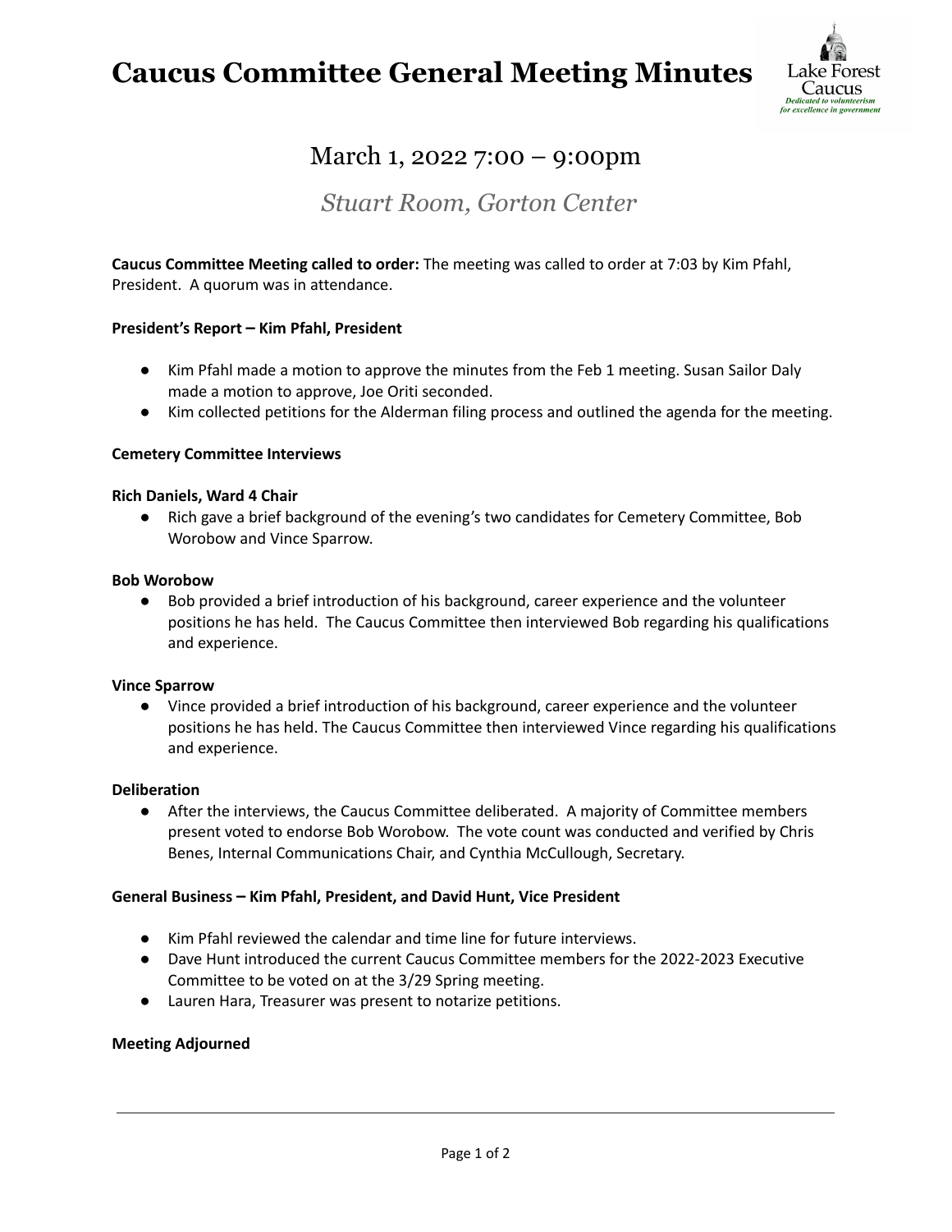# Caucus Committee General Meeting Minutes

Lake Forest Caucus
*Dedicated to volunteerism for excellence in government*

## March 1, 2022 7:00 – 9:00pm

### *Stuart Room, Gorton Center*

**Caucus Committee Meeting called to order:** The meeting was called to order at 7:03 by Kim Pfahl, President. A quorum was in attendance.

**President's Report – Kim Pfahl, President**

- Kim Pfahl made a motion to approve the minutes from the Feb 1 meeting. Susan Sailor Daly made a motion to approve, Joe Oriti seconded.
- Kim collected petitions for the Alderman filing process and outlined the agenda for the meeting.

**Cemetery Committee Interviews**

**Rich Daniels, Ward 4 Chair**

- Rich gave a brief background of the evening's two candidates for Cemetery Committee, Bob Worobow and Vince Sparrow.

**Bob Worobow**

- Bob provided a brief introduction of his background, career experience and the volunteer positions he has held. The Caucus Committee then interviewed Bob regarding his qualifications and experience.

**Vince Sparrow**

- Vince provided a brief introduction of his background, career experience and the volunteer positions he has held. The Caucus Committee then interviewed Vince regarding his qualifications and experience.

**Deliberation**

- After the interviews, the Caucus Committee deliberated. A majority of Committee members present voted to endorse Bob Worobow. The vote count was conducted and verified by Chris Benes, Internal Communications Chair, and Cynthia McCullough, Secretary.

**General Business – Kim Pfahl, President, and David Hunt, Vice President**

- Kim Pfahl reviewed the calendar and time line for future interviews.
- Dave Hunt introduced the current Caucus Committee members for the 2022-2023 Executive Committee to be voted on at the 3/29 Spring meeting.
- Lauren Hara, Treasurer was present to notarize petitions.

**Meeting Adjourned**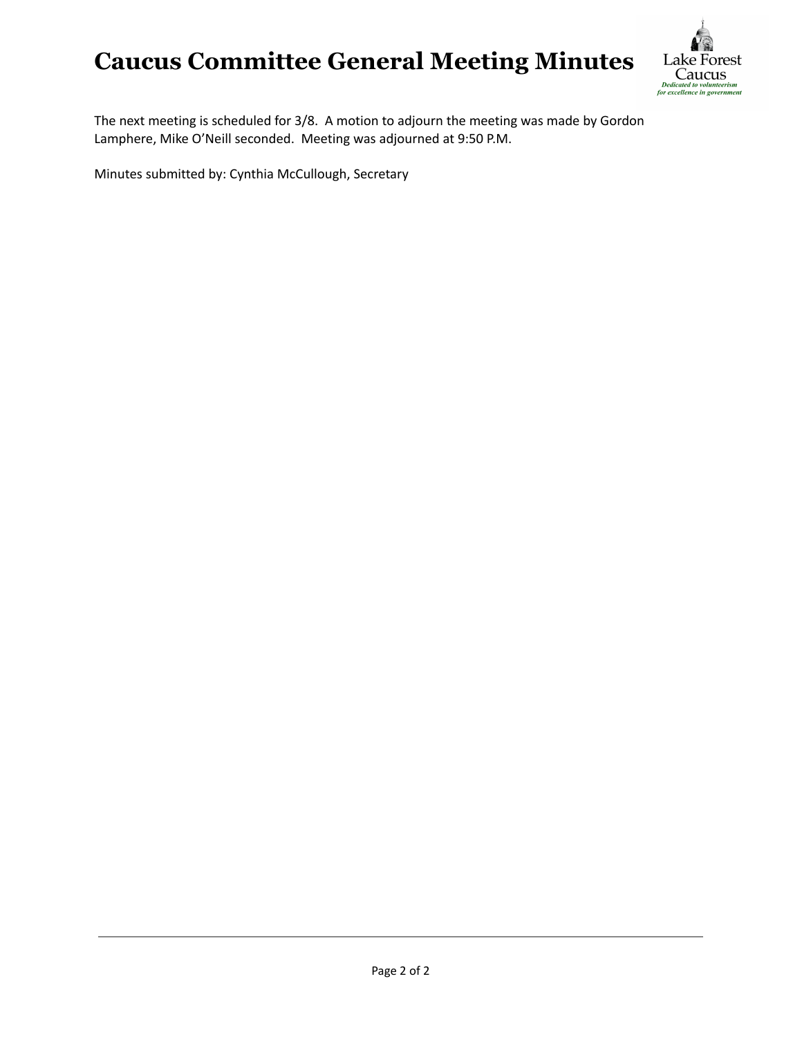The next meeting is scheduled for 3/8. A motion to adjourn the meeting was made by Gordon Lamphere, Mike O'Neill seconded. Meeting was adjourned at 9:50 P.M.

Minutes submitted by: Cynthia McCullough, Secretary